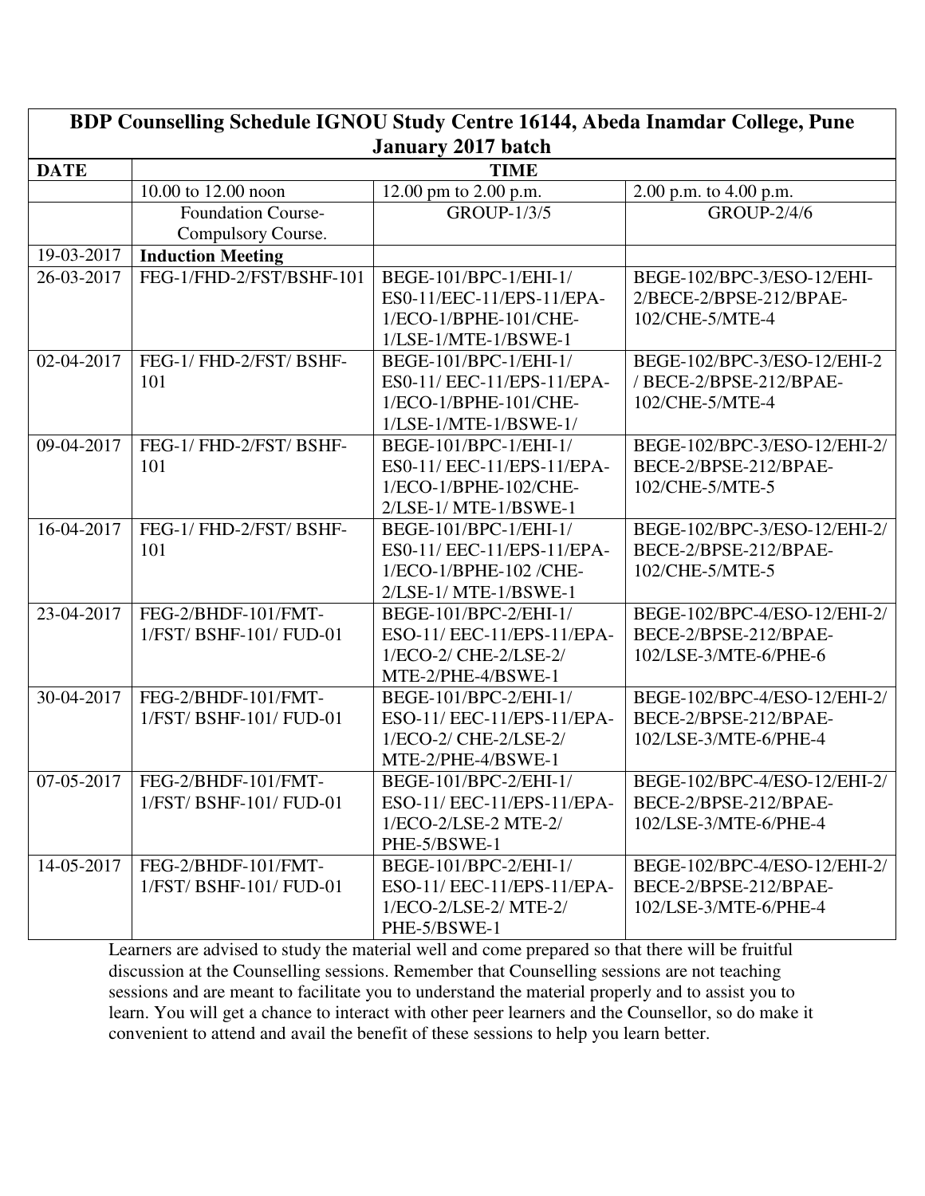**BDP Counselling Schedule IGNOU Study Centre 16144, Abeda Inamdar College, Pune**

**January 2017 batch**

| **DATE** | **TIME** | | |
|---|---|---|---|
| | 10.00 to 12.00 noon | 12.00 pm to 2.00 p.m. | 2.00 p.m. to 4.00 p.m. |
| | Foundation Course-Compulsory Course. | GROUP-1/3/5 | GROUP-2/4/6 |
| 19-03-2017 | **Induction Meeting** | | |
| 26-03-2017 | FEG-1/FHD-2/FST/BSHF-101 | BEGE-101/BPC-1/EHI-1/ ES0-11/EEC-11/EPS-11/EPA-1/ECO-1/BPHE-101/CHE-1/LSE-1/MTE-1/BSWE-1 | BEGE-102/BPC-3/ESO-12/EHI-2/BECE-2/BPSE-212/BPAE-102/CHE-5/MTE-4 |
| 02-04-2017 | FEG-1/ FHD-2/FST/ BSHF-101 | BEGE-101/BPC-1/EHI-1/ ES0-11/ EEC-11/EPS-11/EPA-1/ECO-1/BPHE-101/CHE-1/LSE-1/MTE-1/BSWE-1/ | BEGE-102/BPC-3/ESO-12/EHI-2 / BECE-2/BPSE-212/BPAE-102/CHE-5/MTE-4 |
| 09-04-2017 | FEG-1/ FHD-2/FST/ BSHF-101 | BEGE-101/BPC-1/EHI-1/ ES0-11/ EEC-11/EPS-11/EPA-1/ECO-1/BPHE-102/CHE-2/LSE-1/ MTE-1/BSWE-1 | BEGE-102/BPC-3/ESO-12/EHI-2/ BECE-2/BPSE-212/BPAE-102/CHE-5/MTE-5 |
| 16-04-2017 | FEG-1/ FHD-2/FST/ BSHF-101 | BEGE-101/BPC-1/EHI-1/ ES0-11/ EEC-11/EPS-11/EPA-1/ECO-1/BPHE-102 /CHE-2/LSE-1/ MTE-1/BSWE-1 | BEGE-102/BPC-3/ESO-12/EHI-2/ BECE-2/BPSE-212/BPAE-102/CHE-5/MTE-5 |
| 23-04-2017 | FEG-2/BHDF-101/FMT-1/FST/ BSHF-101/ FUD-01 | BEGE-101/BPC-2/EHI-1/ ESO-11/ EEC-11/EPS-11/EPA-1/ECO-2/ CHE-2/LSE-2/ MTE-2/PHE-4/BSWE-1 | BEGE-102/BPC-4/ESO-12/EHI-2/ BECE-2/BPSE-212/BPAE-102/LSE-3/MTE-6/PHE-6 |
| 30-04-2017 | FEG-2/BHDF-101/FMT-1/FST/ BSHF-101/ FUD-01 | BEGE-101/BPC-2/EHI-1/ ESO-11/ EEC-11/EPS-11/EPA-1/ECO-2/ CHE-2/LSE-2/ MTE-2/PHE-4/BSWE-1 | BEGE-102/BPC-4/ESO-12/EHI-2/ BECE-2/BPSE-212/BPAE-102/LSE-3/MTE-6/PHE-4 |
| 07-05-2017 | FEG-2/BHDF-101/FMT-1/FST/ BSHF-101/ FUD-01 | BEGE-101/BPC-2/EHI-1/ ESO-11/ EEC-11/EPS-11/EPA-1/ECO-2/LSE-2 MTE-2/ PHE-5/BSWE-1 | BEGE-102/BPC-4/ESO-12/EHI-2/ BECE-2/BPSE-212/BPAE-102/LSE-3/MTE-6/PHE-4 |
| 14-05-2017 | FEG-2/BHDF-101/FMT-1/FST/ BSHF-101/ FUD-01 | BEGE-101/BPC-2/EHI-1/ ESO-11/ EEC-11/EPS-11/EPA-1/ECO-2/LSE-2/ MTE-2/ PHE-5/BSWE-1 | BEGE-102/BPC-4/ESO-12/EHI-2/ BECE-2/BPSE-212/BPAE-102/LSE-3/MTE-6/PHE-4 |

Learners are advised to study the material well and come prepared so that there will be fruitful discussion at the Counselling sessions. Remember that Counselling sessions are not teaching sessions and are meant to facilitate you to understand the material properly and to assist you to learn. You will get a chance to interact with other peer learners and the Counsellor, so do make it convenient to attend and avail the benefit of these sessions to help you learn better.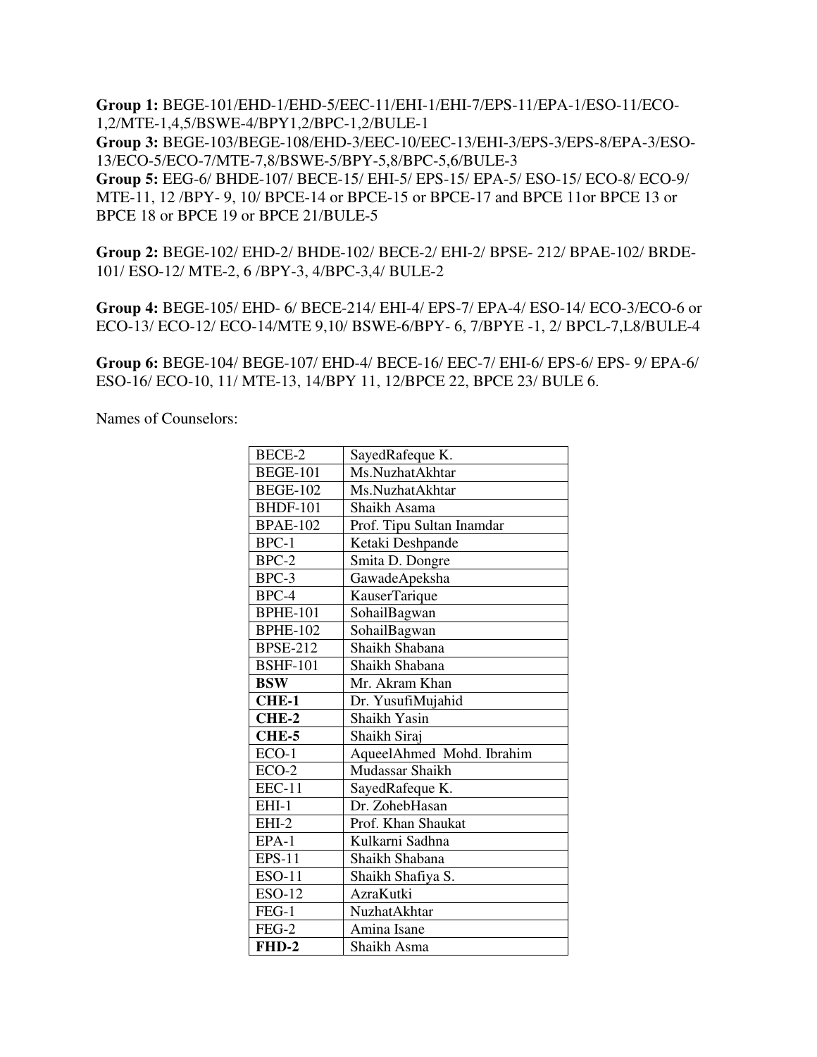**Group 1:** BEGE-101/EHD-1/EHD-5/EEC-11/EHI-1/EHI-7/EPS-11/EPA-1/ESO-11/ECO-1,2/MTE-1,4,5/BSWE-4/BPY1,2/BPC-1,2/BULE-1
**Group 3:** BEGE-103/BEGE-108/EHD-3/EEC-10/EEC-13/EHI-3/EPS-3/EPS-8/EPA-3/ESO-13/ECO-5/ECO-7/MTE-7,8/BSWE-5/BPY-5,8/BPC-5,6/BULE-3
**Group 5:** EEG-6/ BHDE-107/ BECE-15/ EHI-5/ EPS-15/ EPA-5/ ESO-15/ ECO-8/ ECO-9/ MTE-11, 12 /BPY- 9, 10/ BPCE-14 or BPCE-15 or BPCE-17 and BPCE 11or BPCE 13 or BPCE 18 or BPCE 19 or BPCE 21/BULE-5

**Group 2:** BEGE-102/ EHD-2/ BHDE-102/ BECE-2/ EHI-2/ BPSE- 212/ BPAE-102/ BRDE-101/ ESO-12/ MTE-2, 6 /BPY-3, 4/BPC-3,4/ BULE-2

**Group 4:** BEGE-105/ EHD- 6/ BECE-214/ EHI-4/ EPS-7/ EPA-4/ ESO-14/ ECO-3/ECO-6 or ECO-13/ ECO-12/ ECO-14/MTE 9,10/ BSWE-6/BPY- 6, 7/BPYE -1, 2/ BPCL-7,L8/BULE-4

**Group 6:** BEGE-104/ BEGE-107/ EHD-4/ BECE-16/ EEC-7/ EHI-6/ EPS-6/ EPS- 9/ EPA-6/ ESO-16/ ECO-10, 11/ MTE-13, 14/BPY 11, 12/BPCE 22, BPCE 23/ BULE 6.

Names of Counselors:

| | |
|---|---|
| BECE-2 | SayedRafeque K. |
| BEGE-101 | Ms.NuzhatAkhtar |
| BEGE-102 | Ms.NuzhatAkhtar |
| BHDF-101 | Shaikh Asama |
| BPAE-102 | Prof. Tipu Sultan Inamdar |
| BPC-1 | Ketaki Deshpande |
| BPC-2 | Smita D. Dongre |
| BPC-3 | GawadeApeksha |
| BPC-4 | KauserTarique |
| BPHE-101 | SohailBagwan |
| BPHE-102 | SohailBagwan |
| BPSE-212 | Shaikh Shabana |
| BSHF-101 | Shaikh Shabana |
| **BSW** | Mr. Akram Khan |
| **CHE-1** | Dr. YusufiMujahid |
| **CHE-2** | Shaikh Yasin |
| **CHE-5** | Shaikh Siraj |
| ECO-1 | AqueelAhmed Mohd. Ibrahim |
| ECO-2 | Mudassar Shaikh |
| EEC-11 | SayedRafeque K. |
| EHI-1 | Dr. ZohebHasan |
| EHI-2 | Prof. Khan Shaukat |
| EPA-1 | Kulkarni Sadhna |
| EPS-11 | Shaikh Shabana |
| ESO-11 | Shaikh Shafiya S. |
| ESO-12 | AzraKutki |
| FEG-1 | NuzhatAkhtar |
| FEG-2 | Amina Isane |
| **FHD-2** | Shaikh Asma |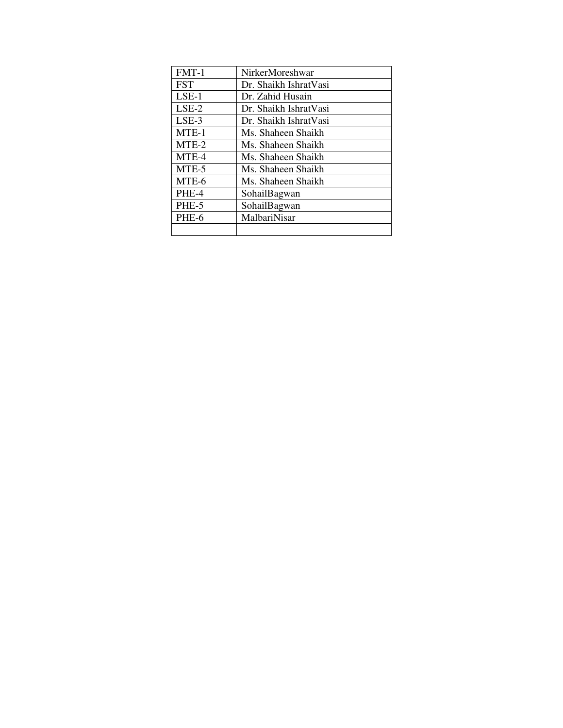| | |
|---|---|
| FMT-1 | NirkerMoreshwar |
| FST | Dr. Shaikh IshratVasi |
| LSE-1 | Dr. Zahid Husain |
| LSE-2 | Dr. Shaikh IshratVasi |
| LSE-3 | Dr. Shaikh IshratVasi |
| MTE-1 | Ms. Shaheen Shaikh |
| MTE-2 | Ms. Shaheen Shaikh |
| MTE-4 | Ms. Shaheen Shaikh |
| MTE-5 | Ms. Shaheen Shaikh |
| MTE-6 | Ms. Shaheen Shaikh |
| PHE-4 | SohailBagwan |
| PHE-5 | SohailBagwan |
| PHE-6 | MalbariNisar |
| | |